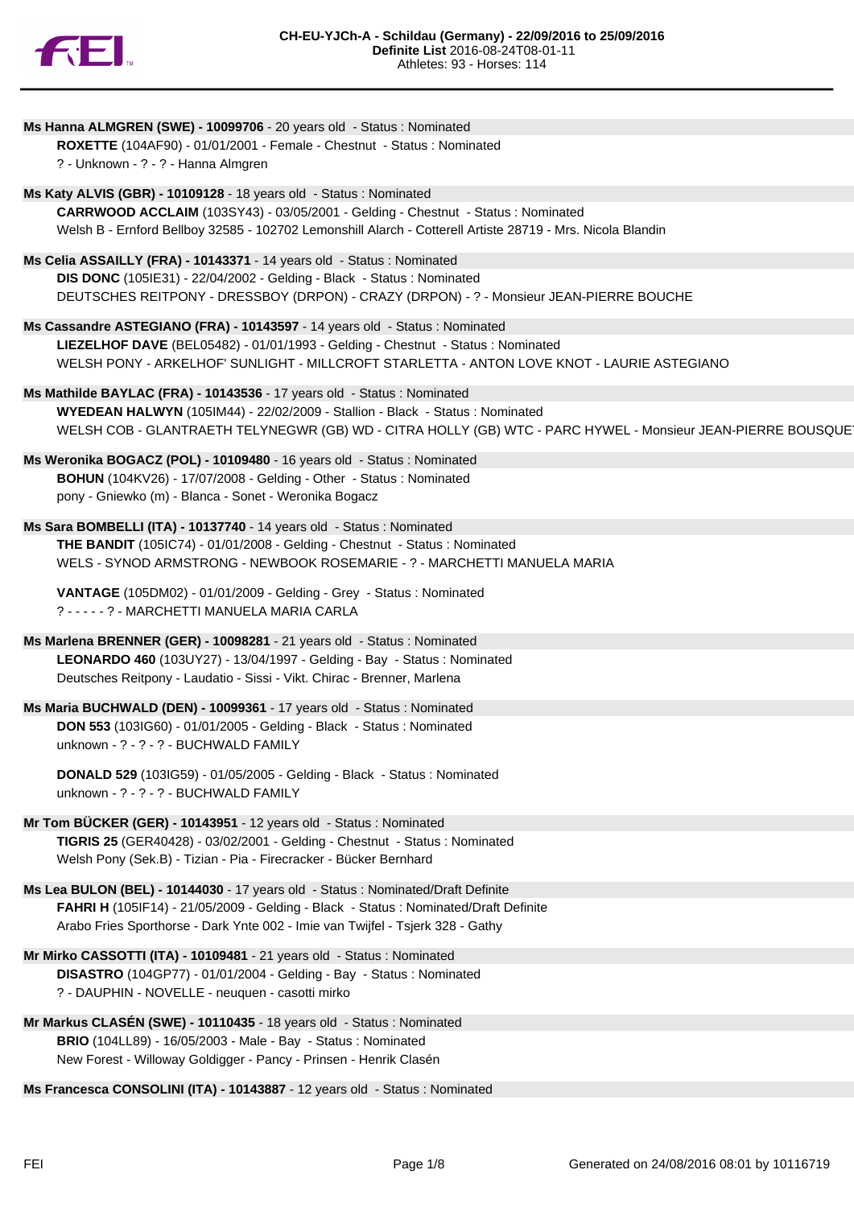# CH-EU-YJCh-A - Schildau (Germany) - 22/09/2016 to 25/09/2016

**Definite List** 2016-08-24T08-01-11

Athletes: 93 - Horses: 114

**Ms Hanna ALMGREN (SWE) - 10099706** - 20 years old - Status : Nominated

**ROXETTE** (104AF90) - 01/01/2001 - Female - Chestnut - Status : Nominated
? - Unknown - ? - ? - Hanna Almgren

**Ms Katy ALVIS (GBR) - 10109128** - 18 years old - Status : Nominated

**CARRWOOD ACCLAIM** (103SY43) - 03/05/2001 - Gelding - Chestnut - Status : Nominated
Welsh B - Ernford Bellboy 32585 - 102702 Lemonshill Alarch - Cotterell Artiste 28719 - Mrs. Nicola Blandin

**Ms Celia ASSAILLY (FRA) - 10143371** - 14 years old - Status : Nominated

**DIS DONC** (105IE31) - 22/04/2002 - Gelding - Black - Status : Nominated
DEUTSCHES REITPONY - DRESSBOY (DRPON) - CRAZY (DRPON) - ? - Monsieur JEAN-PIERRE BOUCHE

**Ms Cassandre ASTEGIANO (FRA) - 10143597** - 14 years old - Status : Nominated

**LIEZELHOF DAVE** (BEL05482) - 01/01/1993 - Gelding - Chestnut - Status : Nominated
WELSH PONY - ARKELHOF' SUNLIGHT - MILLCROFT STARLETTA - ANTON LOVE KNOT - LAURIE ASTEGIANO

**Ms Mathilde BAYLAC (FRA) - 10143536** - 17 years old - Status : Nominated

**WYEDEAN HALWYN** (105IM44) - 22/02/2009 - Stallion - Black - Status : Nominated
WELSH COB - GLANTRAETH TELYNEGWR (GB) WD - CITRA HOLLY (GB) WTC - PARC HYWEL - Monsieur JEAN-PIERRE BOUSQUET

**Ms Weronika BOGACZ (POL) - 10109480** - 16 years old - Status : Nominated

**BOHUN** (104KV26) - 17/07/2008 - Gelding - Other - Status : Nominated
pony - Gniewko (m) - Blanca - Sonet - Weronika Bogacz

**Ms Sara BOMBELLI (ITA) - 10137740** - 14 years old - Status : Nominated

**THE BANDIT** (105IC74) - 01/01/2008 - Gelding - Chestnut - Status : Nominated
WELS - SYNOD ARMSTRONG - NEWBOOK ROSEMARIE - ? - MARCHETTI MANUELA MARIA

**VANTAGE** (105DM02) - 01/01/2009 - Gelding - Grey - Status : Nominated
? - - - - - ? - MARCHETTI MANUELA MARIA CARLA

**Ms Marlena BRENNER (GER) - 10098281** - 21 years old - Status : Nominated

**LEONARDO 460** (103UY27) - 13/04/1997 - Gelding - Bay - Status : Nominated
Deutsches Reitpony - Laudatio - Sissi - Vikt. Chirac - Brenner, Marlena

**Ms Maria BUCHWALD (DEN) - 10099361** - 17 years old - Status : Nominated

**DON 553** (103IG60) - 01/01/2005 - Gelding - Black - Status : Nominated
unknown - ? - ? - ? - BUCHWALD FAMILY

**DONALD 529** (103IG59) - 01/05/2005 - Gelding - Black - Status : Nominated
unknown - ? - ? - ? - BUCHWALD FAMILY

**Mr Tom BÜCKER (GER) - 10143951** - 12 years old - Status : Nominated

**TIGRIS 25** (GER40428) - 03/02/2001 - Gelding - Chestnut - Status : Nominated
Welsh Pony (Sek.B) - Tizian - Pia - Firecracker - Bücker Bernhard

**Ms Lea BULON (BEL) - 10144030** - 17 years old - Status : Nominated/Draft Definite

**FAHRI H** (105IF14) - 21/05/2009 - Gelding - Black - Status : Nominated/Draft Definite
Arabo Fries Sporthorse - Dark Ynte 002 - Imie van Twijfel - Tsjerk 328 - Gathy

**Mr Mirko CASSOTTI (ITA) - 10109481** - 21 years old - Status : Nominated

**DISASTRO** (104GP77) - 01/01/2004 - Gelding - Bay - Status : Nominated
? - DAUPHIN - NOVELLE - neuquen - casotti mirko

**Mr Markus CLASÉN (SWE) - 10110435** - 18 years old - Status : Nominated

**BRIO** (104LL89) - 16/05/2003 - Male - Bay - Status : Nominated
New Forest - Willoway Goldigger - Pancy - Prinsen - Henrik Clasén

**Ms Francesca CONSOLINI (ITA) - 10143887** - 12 years old - Status : Nominated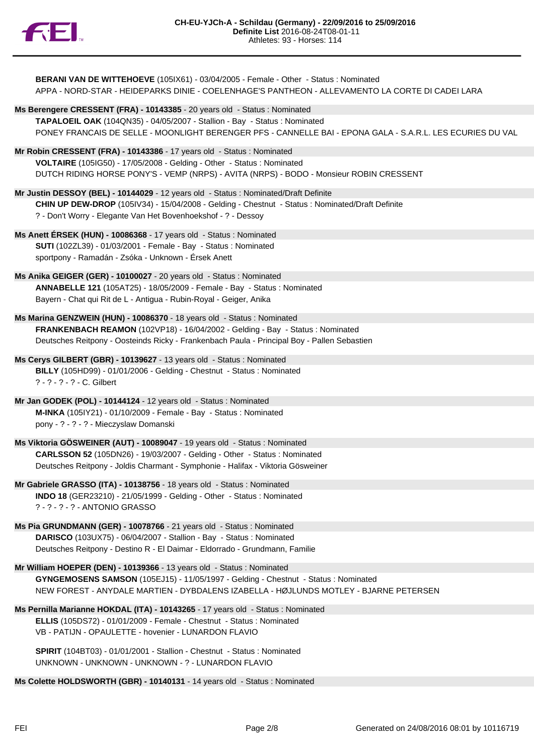**BERANI VAN DE WITTEHOEVE** (105IX61) - 03/04/2005 - Female - Other - Status : Nominated
APPA - NORD-STAR - HEIDEPARKS DINIE - COELENHAGE'S PANTHEON - ALLEVAMENTO LA CORTE DI CADEI LARA

**Ms Berengere CRESSENT (FRA) - 10143385** - 20 years old - Status : Nominated

**TAPALOEIL OAK** (104QN35) - 04/05/2007 - Stallion - Bay - Status : Nominated
PONEY FRANCAIS DE SELLE - MOONLIGHT BERENGER PFS - CANNELLE BAI - EPONA GALA - S.A.R.L. LES ECURIES DU VAL

**Mr Robin CRESSENT (FRA) - 10143386** - 17 years old - Status : Nominated

**VOLTAIRE** (105IG50) - 17/05/2008 - Gelding - Other - Status : Nominated
DUTCH RIDING HORSE PONY'S - VEMP (NRPS) - AVITA (NRPS) - BODO - Monsieur ROBIN CRESSENT

**Mr Justin DESSOY (BEL) - 10144029** - 12 years old - Status : Nominated/Draft Definite

**CHIN UP DEW-DROP** (105IV34) - 15/04/2008 - Gelding - Chestnut - Status : Nominated/Draft Definite
? - Don't Worry - Elegante Van Het Bovenhoekshof - ? - Dessoy

**Ms Anett ÉRSEK (HUN) - 10086368** - 17 years old - Status : Nominated

**SUTI** (102ZL39) - 01/03/2001 - Female - Bay - Status : Nominated
sportpony - Ramadán - Zsóka - Unknown - Érsek Anett

**Ms Anika GEIGER (GER) - 10100027** - 20 years old - Status : Nominated

**ANNABELLE 121** (105AT25) - 18/05/2009 - Female - Bay - Status : Nominated
Bayern - Chat qui Rit de L - Antigua - Rubin-Royal - Geiger, Anika

**Ms Marina GENZWEIN (HUN) - 10086370** - 18 years old - Status : Nominated

**FRANKENBACH REAMON** (102VP18) - 16/04/2002 - Gelding - Bay - Status : Nominated
Deutsches Reitpony - Oosteinds Ricky - Frankenbach Paula - Principal Boy - Pallen Sebastien

**Ms Cerys GILBERT (GBR) - 10139627** - 13 years old - Status : Nominated

**BILLY** (105HD99) - 01/01/2006 - Gelding - Chestnut - Status : Nominated
? - ? - ? - ? - C. Gilbert

**Mr Jan GODEK (POL) - 10144124** - 12 years old - Status : Nominated

**M-INKA** (105IY21) - 01/10/2009 - Female - Bay - Status : Nominated
pony - ? - ? - ? - Mieczyslaw Domanski

**Ms Viktoria GÖSWEINER (AUT) - 10089047** - 19 years old - Status : Nominated

**CARLSSON 52** (105DN26) - 19/03/2007 - Gelding - Other - Status : Nominated
Deutsches Reitpony - Joldis Charmant - Symphonie - Halifax - Viktoria Gösweiner

**Mr Gabriele GRASSO (ITA) - 10138756** - 18 years old - Status : Nominated

**INDO 18** (GER23210) - 21/05/1999 - Gelding - Other - Status : Nominated
? - ? - ? - ? - ANTONIO GRASSO

**Ms Pia GRUNDMANN (GER) - 10078766** - 21 years old - Status : Nominated

**DARISCO** (103UX75) - 06/04/2007 - Stallion - Bay - Status : Nominated
Deutsches Reitpony - Destino R - El Daimar - Eldorrado - Grundmann, Familie

**Mr William HOEPER (DEN) - 10139366** - 13 years old - Status : Nominated

**GYNGEMOSENS SAMSON** (105EJ15) - 11/05/1997 - Gelding - Chestnut - Status : Nominated
NEW FOREST - ANYDALE MARTIEN - DYBDALENS IZABELLA - HØJLUNDS MOTLEY - BJARNE PETERSEN

**Ms Pernilla Marianne HOKDAL (ITA) - 10143265** - 17 years old - Status : Nominated

**ELLIS** (105DS72) - 01/01/2009 - Female - Chestnut - Status : Nominated
VB - PATIJN - OPAULETTE - hovenier - LUNARDON FLAVIO

**SPIRIT** (104BT03) - 01/01/2001 - Stallion - Chestnut - Status : Nominated
UNKNOWN - UNKNOWN - UNKNOWN - ? - LUNARDON FLAVIO

**Ms Colette HOLDSWORTH (GBR) - 10140131** - 14 years old - Status : Nominated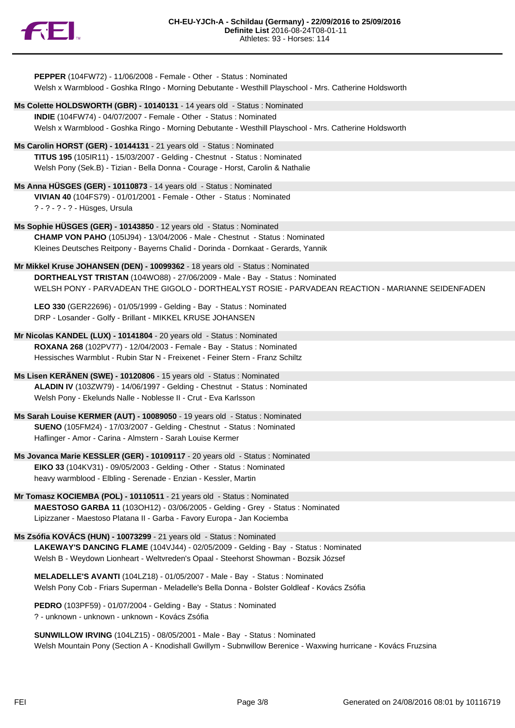**PEPPER** (104FW72) - 11/06/2008 - Female - Other - Status : Nominated
Welsh x Warmblood - Goshka RIngo - Morning Debutante - Westhill Playschool - Mrs. Catherine Holdsworth

**Ms Colette HOLDSWORTH (GBR) - 10140131** - 14 years old - Status : Nominated

**INDIE** (104FW74) - 04/07/2007 - Female - Other - Status : Nominated
Welsh x Warmblood - Goshka Ringo - Morning Debutante - Westhill Playschool - Mrs. Catherine Holdsworth

**Ms Carolin HORST (GER) - 10144131** - 21 years old - Status : Nominated

**TITUS 195** (105IR11) - 15/03/2007 - Gelding - Chestnut - Status : Nominated
Welsh Pony (Sek.B) - Tizian - Bella Donna - Courage - Horst, Carolin & Nathalie

**Ms Anna HÜSGES (GER) - 10110873** - 14 years old - Status : Nominated

**VIVIAN 40** (104FS79) - 01/01/2001 - Female - Other - Status : Nominated
? - ? - ? - ? - Hüsges, Ursula

**Ms Sophie HÜSGES (GER) - 10143850** - 12 years old - Status : Nominated

**CHAMP VON PAHO** (105IJ94) - 13/04/2006 - Male - Chestnut - Status : Nominated
Kleines Deutsches Reitpony - Bayerns Chalid - Dorinda - Dornkaat - Gerards, Yannik

**Mr Mikkel Kruse JOHANSEN (DEN) - 10099362** - 18 years old - Status : Nominated

**DORTHEALYST TRISTAN** (104WO88) - 27/06/2009 - Male - Bay - Status : Nominated
WELSH PONY - PARVADEAN THE GIGOLO - DORTHEALYST ROSIE - PARVADEAN REACTION - MARIANNE SEIDENFADEN

**LEO 330** (GER22696) - 01/05/1999 - Gelding - Bay - Status : Nominated
DRP - Losander - Golfy - Brillant - MIKKEL KRUSE JOHANSEN

**Mr Nicolas KANDEL (LUX) - 10141804** - 20 years old - Status : Nominated

**ROXANA 268** (102PV77) - 12/04/2003 - Female - Bay - Status : Nominated
Hessisches Warmblut - Rubin Star N - Freixenet - Feiner Stern - Franz Schiltz

**Ms Lisen KERÄNEN (SWE) - 10120806** - 15 years old - Status : Nominated

**ALADIN IV** (103ZW79) - 14/06/1997 - Gelding - Chestnut - Status : Nominated
Welsh Pony - Ekelunds Nalle - Noblesse II - Crut - Eva Karlsson

**Ms Sarah Louise KERMER (AUT) - 10089050** - 19 years old - Status : Nominated

**SUENO** (105FM24) - 17/03/2007 - Gelding - Chestnut - Status : Nominated
Haflinger - Amor - Carina - Almstern - Sarah Louise Kermer

**Ms Jovanca Marie KESSLER (GER) - 10109117** - 20 years old - Status : Nominated

**EIKO 33** (104KV31) - 09/05/2003 - Gelding - Other - Status : Nominated
heavy warmblood - Elbling - Serenade - Enzian - Kessler, Martin

**Mr Tomasz KOCIEMBA (POL) - 10110511** - 21 years old - Status : Nominated

**MAESTOSO GARBA 11** (103OH12) - 03/06/2005 - Gelding - Grey - Status : Nominated
Lipizzaner - Maestoso Platana II - Garba - Favory Europa - Jan Kociemba

**Ms Zsófia KOVÁCS (HUN) - 10073299** - 21 years old - Status : Nominated

**LAKEWAY'S DANCING FLAME** (104VJ44) - 02/05/2009 - Gelding - Bay - Status : Nominated
Welsh B - Weydown Lionheart - Weltvreden's Opaal - Steehorst Showman - Bozsik József

**MELADELLE'S AVANTI** (104LZ18) - 01/05/2007 - Male - Bay - Status : Nominated
Welsh Pony Cob - Friars Superman - Meladelle's Bella Donna - Bolster Goldleaf - Kovács Zsófia

**PEDRO** (103PF59) - 01/07/2004 - Gelding - Bay - Status : Nominated
? - unknown - unknown - unknown - Kovács Zsófia

**SUNWILLOW IRVING** (104LZ15) - 08/05/2001 - Male - Bay - Status : Nominated
Welsh Mountain Pony (Section A - Knodishall Gwillym - Subnwillow Berenice - Waxwing hurricane - Kovács Fruzsina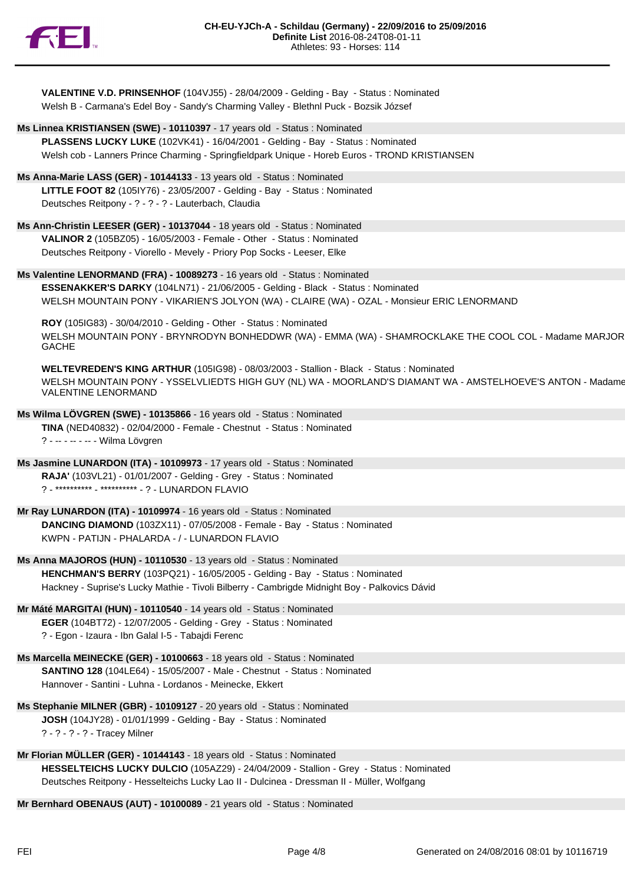**VALENTINE V.D. PRINSENHOF** (104VJ55) - 28/04/2009 - Gelding - Bay - Status : Nominated
Welsh B - Carmana's Edel Boy - Sandy's Charming Valley - Blethnl Puck - Bozsik József

**Ms Linnea KRISTIANSEN (SWE) - 10110397** - 17 years old - Status : Nominated

**PLASSENS LUCKY LUKE** (102VK41) - 16/04/2001 - Gelding - Bay - Status : Nominated
Welsh cob - Lanners Prince Charming - Springfieldpark Unique - Horeb Euros - TROND KRISTIANSEN

**Ms Anna-Marie LASS (GER) - 10144133** - 13 years old - Status : Nominated

**LITTLE FOOT 82** (105IY76) - 23/05/2007 - Gelding - Bay - Status : Nominated
Deutsches Reitpony - ? - ? - ? - Lauterbach, Claudia

**Ms Ann-Christin LEESER (GER) - 10137044** - 18 years old - Status : Nominated

**VALINOR 2** (105BZ05) - 16/05/2003 - Female - Other - Status : Nominated
Deutsches Reitpony - Viorello - Mevely - Priory Pop Socks - Leeser, Elke

**Ms Valentine LENORMAND (FRA) - 10089273** - 16 years old - Status : Nominated

**ESSENAKKER'S DARKY** (104LN71) - 21/06/2005 - Gelding - Black - Status : Nominated
WELSH MOUNTAIN PONY - VIKARIEN'S JOLYON (WA) - CLAIRE (WA) - OZAL - Monsieur ERIC LENORMAND

**ROY** (105IG83) - 30/04/2010 - Gelding - Other - Status : Nominated
WELSH MOUNTAIN PONY - BRYNRODYN BONHEDDWR (WA) - EMMA (WA) - SHAMROCKLAKE THE COOL COL - Madame MARJOR GACHE

**WELTEVREDEN'S KING ARTHUR** (105IG98) - 08/03/2003 - Stallion - Black - Status : Nominated
WELSH MOUNTAIN PONY - YSSELVLIEDTS HIGH GUY (NL) WA - MOORLAND'S DIAMANT WA - AMSTELHOEVE'S ANTON - Madame VALENTINE LENORMAND

**Ms Wilma LÖVGREN (SWE) - 10135866** - 16 years old - Status : Nominated

**TINA** (NED40832) - 02/04/2000 - Female - Chestnut - Status : Nominated
? - -- - -- - -- - Wilma Lövgren

**Ms Jasmine LUNARDON (ITA) - 10109973** - 17 years old - Status : Nominated

**RAJA'** (103VL21) - 01/01/2007 - Gelding - Grey - Status : Nominated
? - ********** - ********** - ? - LUNARDON FLAVIO

**Mr Ray LUNARDON (ITA) - 10109974** - 16 years old - Status : Nominated

**DANCING DIAMOND** (103ZX11) - 07/05/2008 - Female - Bay - Status : Nominated
KWPN - PATIJN - PHALARDA - / - LUNARDON FLAVIO

**Ms Anna MAJOROS (HUN) - 10110530** - 13 years old - Status : Nominated

**HENCHMAN'S BERRY** (103PQ21) - 16/05/2005 - Gelding - Bay - Status : Nominated
Hackney - Suprise's Lucky Mathie - Tivoli Bilberry - Cambrigde Midnight Boy - Palkovics Dávid

**Mr Máté MARGITAI (HUN) - 10110540** - 14 years old - Status : Nominated

**EGER** (104BT72) - 12/07/2005 - Gelding - Grey - Status : Nominated
? - Egon - Izaura - Ibn Galal I-5 - Tabajdi Ferenc

**Ms Marcella MEINECKE (GER) - 10100663** - 18 years old - Status : Nominated

**SANTINO 128** (104LE64) - 15/05/2007 - Male - Chestnut - Status : Nominated
Hannover - Santini - Luhna - Lordanos - Meinecke, Ekkert

**Ms Stephanie MILNER (GBR) - 10109127** - 20 years old - Status : Nominated

**JOSH** (104JY28) - 01/01/1999 - Gelding - Bay - Status : Nominated
? - ? - ? - ? - Tracey Milner

**Mr Florian MÜLLER (GER) - 10144143** - 18 years old - Status : Nominated

**HESSELTEICHS LUCKY DULCIO** (105AZ29) - 24/04/2009 - Stallion - Grey - Status : Nominated
Deutsches Reitpony - Hesselteichs Lucky Lao II - Dulcinea - Dressman II - Müller, Wolfgang

**Mr Bernhard OBENAUS (AUT) - 10100089** - 21 years old - Status : Nominated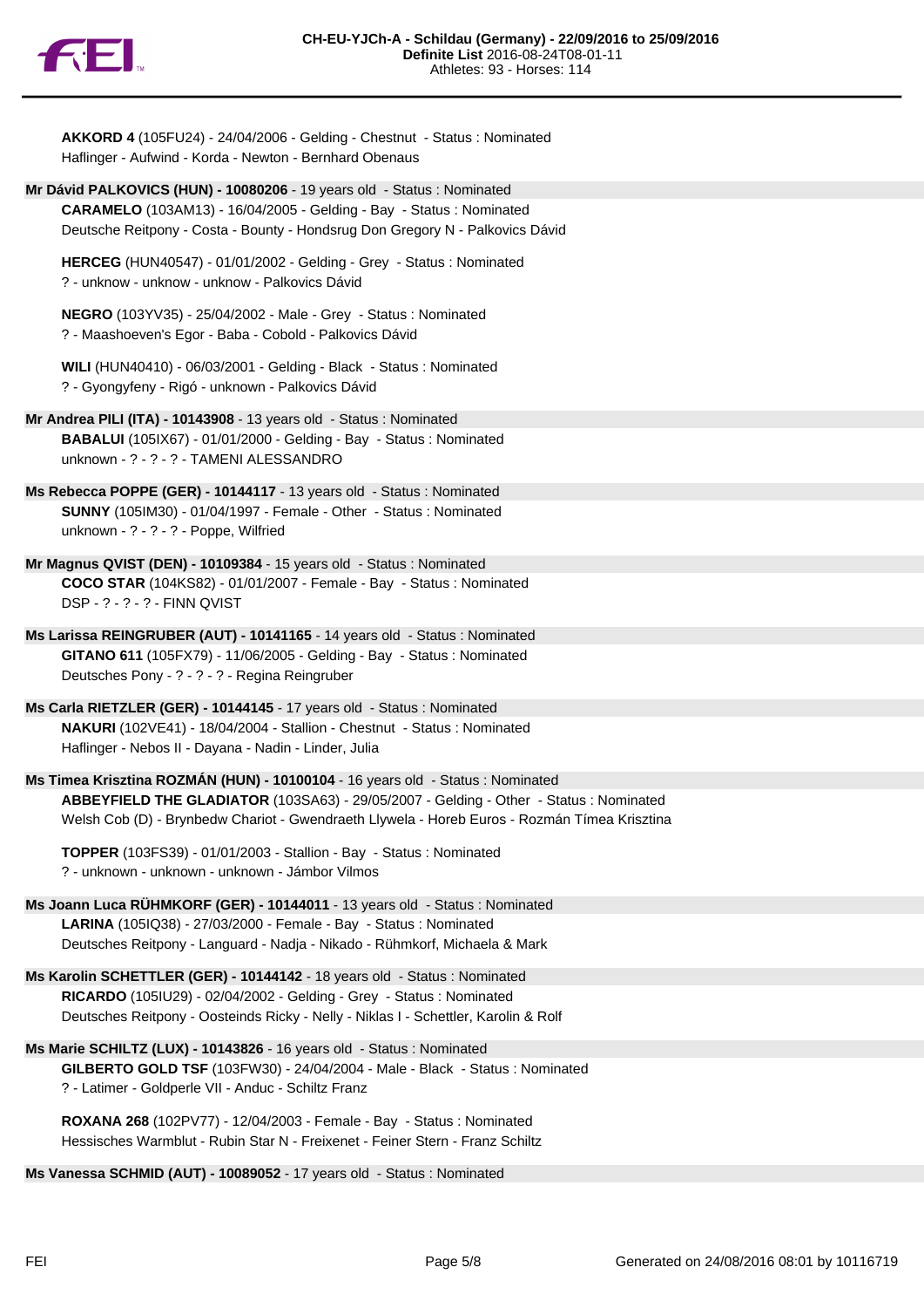**AKKORD 4** (105FU24) - 24/04/2006 - Gelding - Chestnut - Status : Nominated
Haflinger - Aufwind - Korda - Newton - Bernhard Obenaus

**Mr Dávid PALKOVICS (HUN) - 10080206** - 19 years old - Status : Nominated

**CARAMELO** (103AM13) - 16/04/2005 - Gelding - Bay - Status : Nominated
Deutsche Reitpony - Costa - Bounty - Hondsrug Don Gregory N - Palkovics Dávid

**HERCEG** (HUN40547) - 01/01/2002 - Gelding - Grey - Status : Nominated
? - unknow - unknow - unknow - Palkovics Dávid

**NEGRO** (103YV35) - 25/04/2002 - Male - Grey - Status : Nominated
? - Maashoeven's Egor - Baba - Cobold - Palkovics Dávid

**WILI** (HUN40410) - 06/03/2001 - Gelding - Black - Status : Nominated
? - Gyongyfeny - Rigó - unknown - Palkovics Dávid

**Mr Andrea PILI (ITA) - 10143908** - 13 years old - Status : Nominated

**BABALUI** (105IX67) - 01/01/2000 - Gelding - Bay - Status : Nominated
unknown - ? - ? - ? - TAMENI ALESSANDRO

**Ms Rebecca POPPE (GER) - 10144117** - 13 years old - Status : Nominated

**SUNNY** (105IM30) - 01/04/1997 - Female - Other - Status : Nominated
unknown - ? - ? - ? - Poppe, Wilfried

**Mr Magnus QVIST (DEN) - 10109384** - 15 years old - Status : Nominated

**COCO STAR** (104KS82) - 01/01/2007 - Female - Bay - Status : Nominated
DSP - ? - ? - ? - FINN QVIST

**Ms Larissa REINGRUBER (AUT) - 10141165** - 14 years old - Status : Nominated

**GITANO 611** (105FX79) - 11/06/2005 - Gelding - Bay - Status : Nominated
Deutsches Pony - ? - ? - ? - Regina Reingruber

**Ms Carla RIETZLER (GER) - 10144145** - 17 years old - Status : Nominated

**NAKURI** (102VE41) - 18/04/2004 - Stallion - Chestnut - Status : Nominated
Haflinger - Nebos II - Dayana - Nadin - Linder, Julia

**Ms Timea Krisztina ROZMÁN (HUN) - 10100104** - 16 years old - Status : Nominated

**ABBEYFIELD THE GLADIATOR** (103SA63) - 29/05/2007 - Gelding - Other - Status : Nominated
Welsh Cob (D) - Brynbedw Chariot - Gwendraeth Llywela - Horeb Euros - Rozmán Tímea Krisztina

**TOPPER** (103FS39) - 01/01/2003 - Stallion - Bay - Status : Nominated
? - unknown - unknown - unknown - Jámbor Vilmos

**Ms Joann Luca RÜHMKORF (GER) - 10144011** - 13 years old - Status : Nominated

**LARINA** (105IQ38) - 27/03/2000 - Female - Bay - Status : Nominated
Deutsches Reitpony - Languard - Nadja - Nikado - Rühmkorf, Michaela & Mark

**Ms Karolin SCHETTLER (GER) - 10144142** - 18 years old - Status : Nominated

**RICARDO** (105IU29) - 02/04/2002 - Gelding - Grey - Status : Nominated
Deutsches Reitpony - Oosteinds Ricky - Nelly - Niklas I - Schettler, Karolin & Rolf

**Ms Marie SCHILTZ (LUX) - 10143826** - 16 years old - Status : Nominated

**GILBERTO GOLD TSF** (103FW30) - 24/04/2004 - Male - Black - Status : Nominated
? - Latimer - Goldperle VII - Anduc - Schiltz Franz

**ROXANA 268** (102PV77) - 12/04/2003 - Female - Bay - Status : Nominated
Hessisches Warmblut - Rubin Star N - Freixenet - Feiner Stern - Franz Schiltz

**Ms Vanessa SCHMID (AUT) - 10089052** - 17 years old - Status : Nominated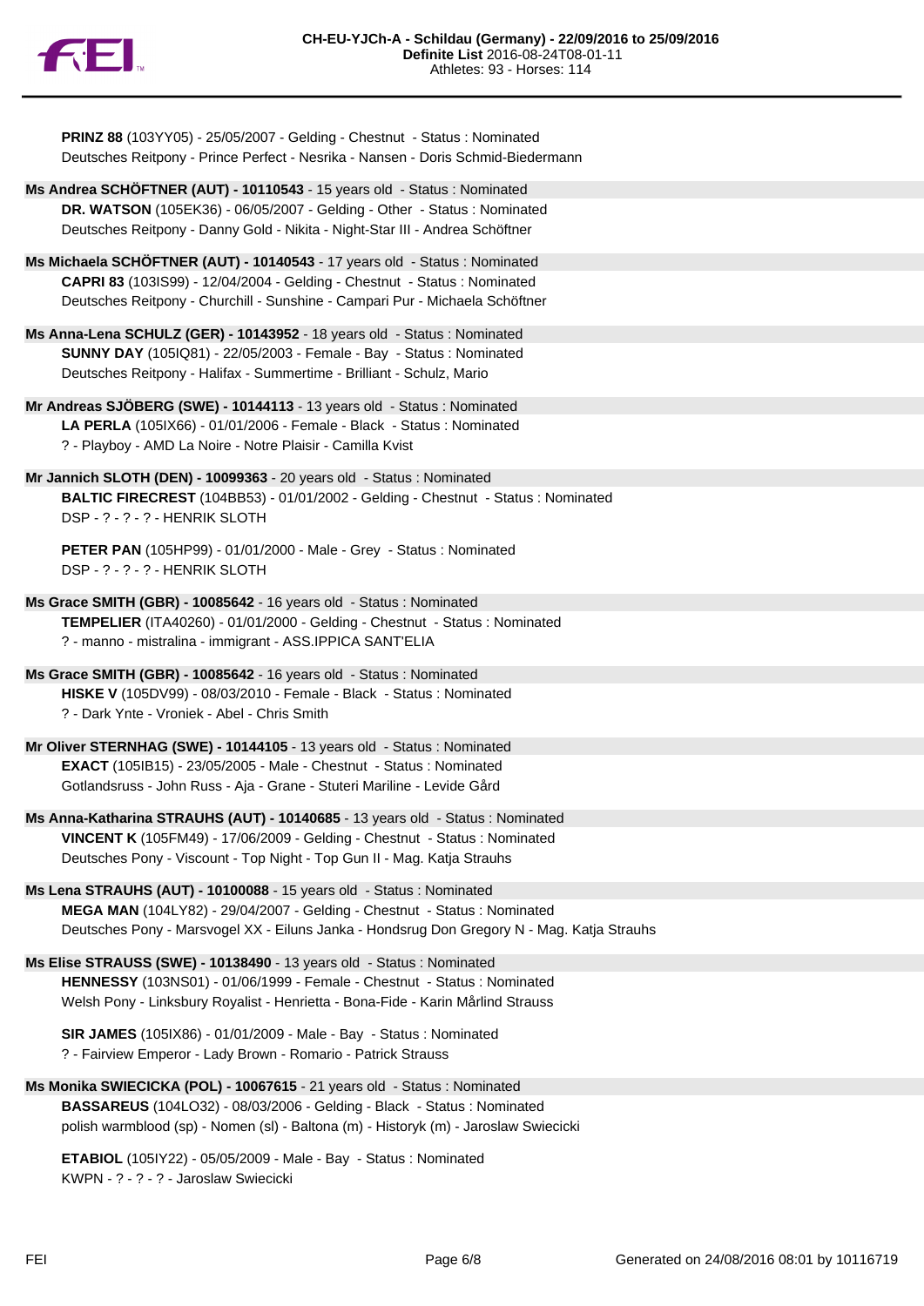**PRINZ 88** (103YY05) - 25/05/2007 - Gelding - Chestnut - Status : Nominated
Deutsches Reitpony - Prince Perfect - Nesrika - Nansen - Doris Schmid-Biedermann

**Ms Andrea SCHÖFTNER (AUT) - 10110543** - 15 years old - Status : Nominated

**DR. WATSON** (105EK36) - 06/05/2007 - Gelding - Other - Status : Nominated
Deutsches Reitpony - Danny Gold - Nikita - Night-Star III - Andrea Schöftner

**Ms Michaela SCHÖFTNER (AUT) - 10140543** - 17 years old - Status : Nominated

**CAPRI 83** (103IS99) - 12/04/2004 - Gelding - Chestnut - Status : Nominated
Deutsches Reitpony - Churchill - Sunshine - Campari Pur - Michaela Schöftner

**Ms Anna-Lena SCHULZ (GER) - 10143952** - 18 years old - Status : Nominated

**SUNNY DAY** (105IQ81) - 22/05/2003 - Female - Bay - Status : Nominated
Deutsches Reitpony - Halifax - Summertime - Brilliant - Schulz, Mario

**Mr Andreas SJÖBERG (SWE) - 10144113** - 13 years old - Status : Nominated

**LA PERLA** (105IX66) - 01/01/2006 - Female - Black - Status : Nominated
? - Playboy - AMD La Noire - Notre Plaisir - Camilla Kvist

**Mr Jannich SLOTH (DEN) - 10099363** - 20 years old - Status : Nominated

**BALTIC FIRECREST** (104BB53) - 01/01/2002 - Gelding - Chestnut - Status : Nominated
DSP - ? - ? - ? - HENRIK SLOTH

**PETER PAN** (105HP99) - 01/01/2000 - Male - Grey - Status : Nominated
DSP - ? - ? - ? - HENRIK SLOTH

**Ms Grace SMITH (GBR) - 10085642** - 16 years old - Status : Nominated

**TEMPELIER** (ITA40260) - 01/01/2000 - Gelding - Chestnut - Status : Nominated
? - manno - mistralina - immigrant - ASS.IPPICA SANT'ELIA

**Ms Grace SMITH (GBR) - 10085642** - 16 years old - Status : Nominated

**HISKE V** (105DV99) - 08/03/2010 - Female - Black - Status : Nominated
? - Dark Ynte - Vroniek - Abel - Chris Smith

**Mr Oliver STERNHAG (SWE) - 10144105** - 13 years old - Status : Nominated

**EXACT** (105IB15) - 23/05/2005 - Male - Chestnut - Status : Nominated
Gotlandsruss - John Russ - Aja - Grane - Stuteri Mariline - Levide Gård

**Ms Anna-Katharina STRAUHS (AUT) - 10140685** - 13 years old - Status : Nominated

**VINCENT K** (105FM49) - 17/06/2009 - Gelding - Chestnut - Status : Nominated
Deutsches Pony - Viscount - Top Night - Top Gun II - Mag. Katja Strauhs

**Ms Lena STRAUHS (AUT) - 10100088** - 15 years old - Status : Nominated

**MEGA MAN** (104LY82) - 29/04/2007 - Gelding - Chestnut - Status : Nominated
Deutsches Pony - Marsvogel XX - Eiluns Janka - Hondsrug Don Gregory N - Mag. Katja Strauhs

**Ms Elise STRAUSS (SWE) - 10138490** - 13 years old - Status : Nominated

**HENNESSY** (103NS01) - 01/06/1999 - Female - Chestnut - Status : Nominated
Welsh Pony - Linksbury Royalist - Henrietta - Bona-Fide - Karin Mårlind Strauss

**SIR JAMES** (105IX86) - 01/01/2009 - Male - Bay - Status : Nominated
? - Fairview Emperor - Lady Brown - Romario - Patrick Strauss

**Ms Monika SWIECICKA (POL) - 10067615** - 21 years old - Status : Nominated

**BASSAREUS** (104LO32) - 08/03/2006 - Gelding - Black - Status : Nominated
polish warmblood (sp) - Nomen (sl) - Baltona (m) - Historyk (m) - Jaroslaw Swiecicki

**ETABIOL** (105IY22) - 05/05/2009 - Male - Bay - Status : Nominated
KWPN - ? - ? - ? - Jaroslaw Swiecicki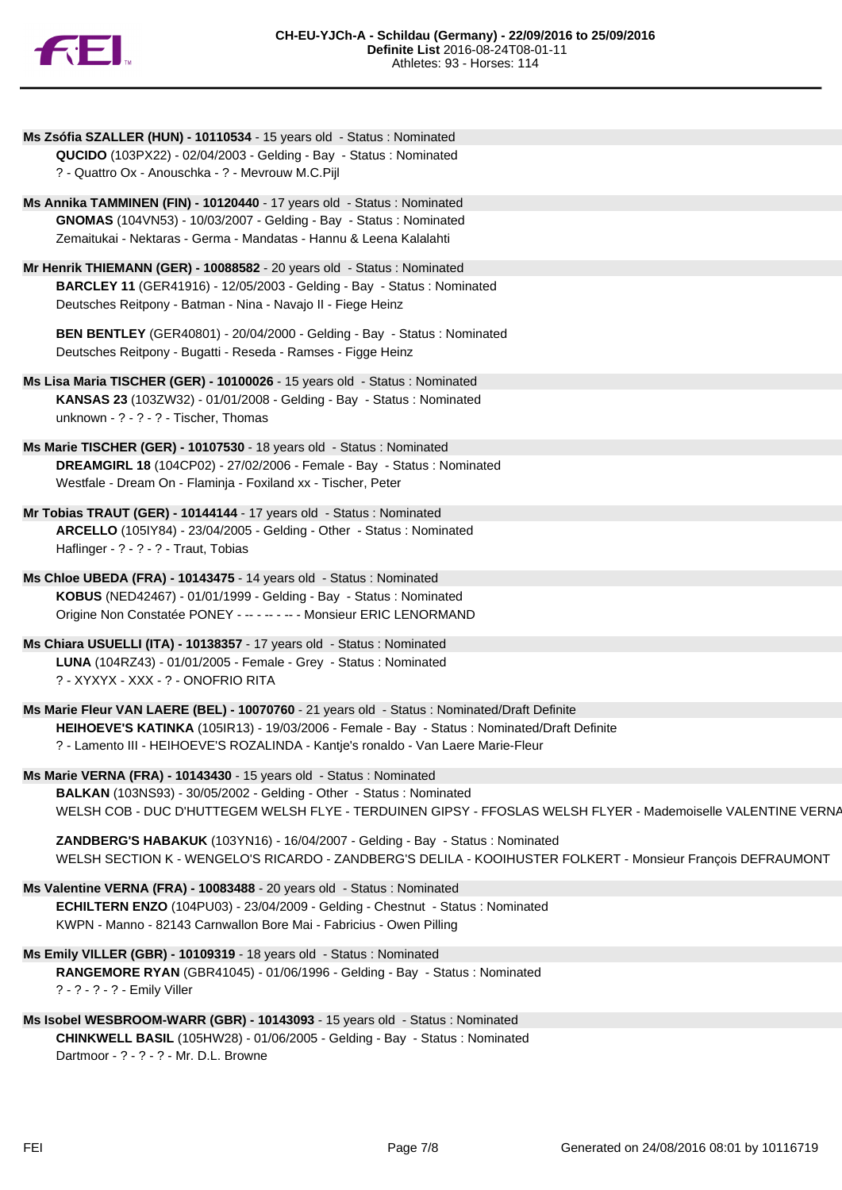**Ms Zsófia SZALLER (HUN) - 10110534** - 15 years old - Status : Nominated

**QUCIDO** (103PX22) - 02/04/2003 - Gelding - Bay - Status : Nominated
? - Quattro Ox - Anouschka - ? - Mevrouw M.C.Pijl

**Ms Annika TAMMINEN (FIN) - 10120440** - 17 years old - Status : Nominated

**GNOMAS** (104VN53) - 10/03/2007 - Gelding - Bay - Status : Nominated
Zemaitukai - Nektaras - Germa - Mandatas - Hannu & Leena Kalalahti

**Mr Henrik THIEMANN (GER) - 10088582** - 20 years old - Status : Nominated

**BARCLEY 11** (GER41916) - 12/05/2003 - Gelding - Bay - Status : Nominated
Deutsches Reitpony - Batman - Nina - Navajo II - Fiege Heinz

**BEN BENTLEY** (GER40801) - 20/04/2000 - Gelding - Bay - Status : Nominated
Deutsches Reitpony - Bugatti - Reseda - Ramses - Figge Heinz

**Ms Lisa Maria TISCHER (GER) - 10100026** - 15 years old - Status : Nominated

**KANSAS 23** (103ZW32) - 01/01/2008 - Gelding - Bay - Status : Nominated
unknown - ? - ? - ? - Tischer, Thomas

**Ms Marie TISCHER (GER) - 10107530** - 18 years old - Status : Nominated

**DREAMGIRL 18** (104CP02) - 27/02/2006 - Female - Bay - Status : Nominated
Westfale - Dream On - Flaminja - Foxiland xx - Tischer, Peter

**Mr Tobias TRAUT (GER) - 10144144** - 17 years old - Status : Nominated

**ARCELLO** (105IY84) - 23/04/2005 - Gelding - Other - Status : Nominated
Haflinger - ? - ? - ? - Traut, Tobias

**Ms Chloe UBEDA (FRA) - 10143475** - 14 years old - Status : Nominated

**KOBUS** (NED42467) - 01/01/1999 - Gelding - Bay - Status : Nominated
Origine Non Constatée PONEY - -- - -- - -- - Monsieur ERIC LENORMAND

**Ms Chiara USUELLI (ITA) - 10138357** - 17 years old - Status : Nominated

**LUNA** (104RZ43) - 01/01/2005 - Female - Grey - Status : Nominated
? - XYXYX - XXX - ? - ONOFRIO RITA

**Ms Marie Fleur VAN LAERE (BEL) - 10070760** - 21 years old - Status : Nominated/Draft Definite

**HEIHOEVE'S KATINKA** (105IR13) - 19/03/2006 - Female - Bay - Status : Nominated/Draft Definite
? - Lamento III - HEIHOEVE'S ROZALINDA - Kantje's ronaldo - Van Laere Marie-Fleur

**Ms Marie VERNA (FRA) - 10143430** - 15 years old - Status : Nominated

**BALKAN** (103NS93) - 30/05/2002 - Gelding - Other - Status : Nominated
WELSH COB - DUC D'HUTTEGEM WELSH FLYE - TERDUINEN GIPSY - FFOSLAS WELSH FLYER - Mademoiselle VALENTINE VERNA

**ZANDBERG'S HABAKUK** (103YN16) - 16/04/2007 - Gelding - Bay - Status : Nominated
WELSH SECTION K - WENGELO'S RICARDO - ZANDBERG'S DELILA - KOOIHUSTER FOLKERT - Monsieur François DEFRAUMONT

**Ms Valentine VERNA (FRA) - 10083488** - 20 years old - Status : Nominated

**ECHILTERN ENZO** (104PU03) - 23/04/2009 - Gelding - Chestnut - Status : Nominated
KWPN - Manno - 82143 Carnwallon Bore Mai - Fabricius - Owen Pilling

**Ms Emily VILLER (GBR) - 10109319** - 18 years old - Status : Nominated

**RANGEMORE RYAN** (GBR41045) - 01/06/1996 - Gelding - Bay - Status : Nominated
? - ? - ? - ? - Emily Viller

**Ms Isobel WESBROOM-WARR (GBR) - 10143093** - 15 years old - Status : Nominated

**CHINKWELL BASIL** (105HW28) - 01/06/2005 - Gelding - Bay - Status : Nominated
Dartmoor - ? - ? - ? - Mr. D.L. Browne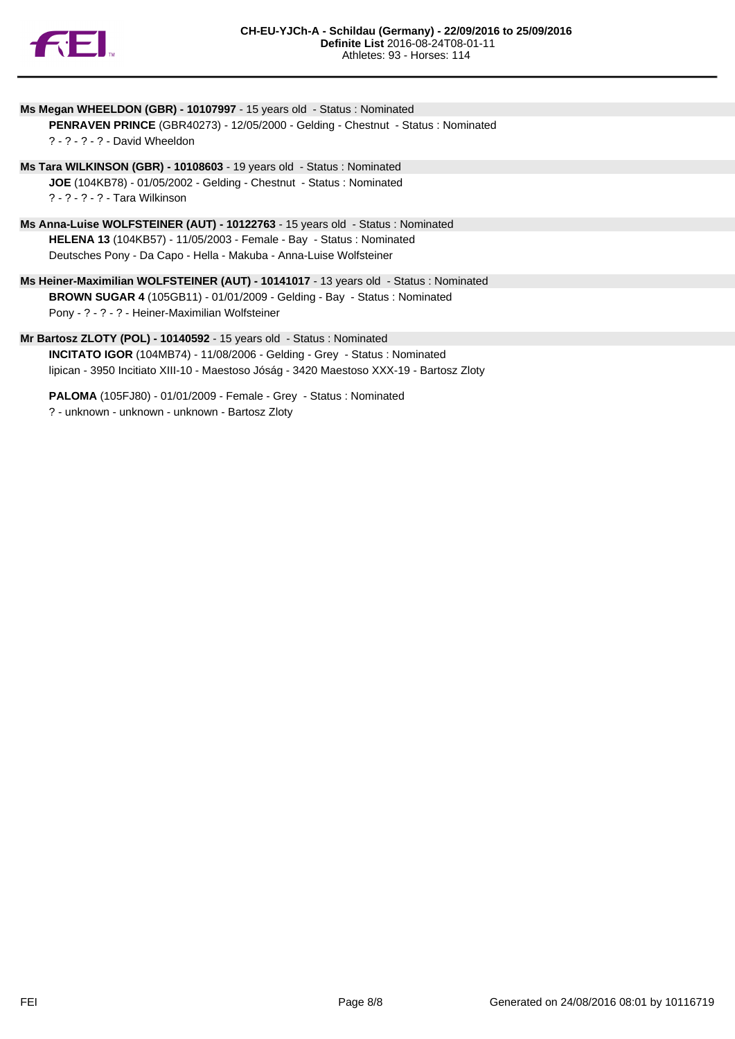**Ms Megan WHEELDON (GBR) - 10107997** - 15 years old - Status : Nominated

**PENRAVEN PRINCE** (GBR40273) - 12/05/2000 - Gelding - Chestnut - Status : Nominated
? - ? - ? - ? - David Wheeldon

**Ms Tara WILKINSON (GBR) - 10108603** - 19 years old - Status : Nominated

**JOE** (104KB78) - 01/05/2002 - Gelding - Chestnut - Status : Nominated
? - ? - ? - ? - Tara Wilkinson

**Ms Anna-Luise WOLFSTEINER (AUT) - 10122763** - 15 years old - Status : Nominated

**HELENA 13** (104KB57) - 11/05/2003 - Female - Bay - Status : Nominated
Deutsches Pony - Da Capo - Hella - Makuba - Anna-Luise Wolfsteiner

**Ms Heiner-Maximilian WOLFSTEINER (AUT) - 10141017** - 13 years old - Status : Nominated

**BROWN SUGAR 4** (105GB11) - 01/01/2009 - Gelding - Bay - Status : Nominated
Pony - ? - ? - ? - Heiner-Maximilian Wolfsteiner

**Mr Bartosz ZLOTY (POL) - 10140592** - 15 years old - Status : Nominated

**INCITATO IGOR** (104MB74) - 11/08/2006 - Gelding - Grey - Status : Nominated
lipican - 3950 Incitiato XIII-10 - Maestoso Jóság - 3420 Maestoso XXX-19 - Bartosz Zloty

**PALOMA** (105FJ80) - 01/01/2009 - Female - Grey - Status : Nominated
? - unknown - unknown - unknown - Bartosz Zloty